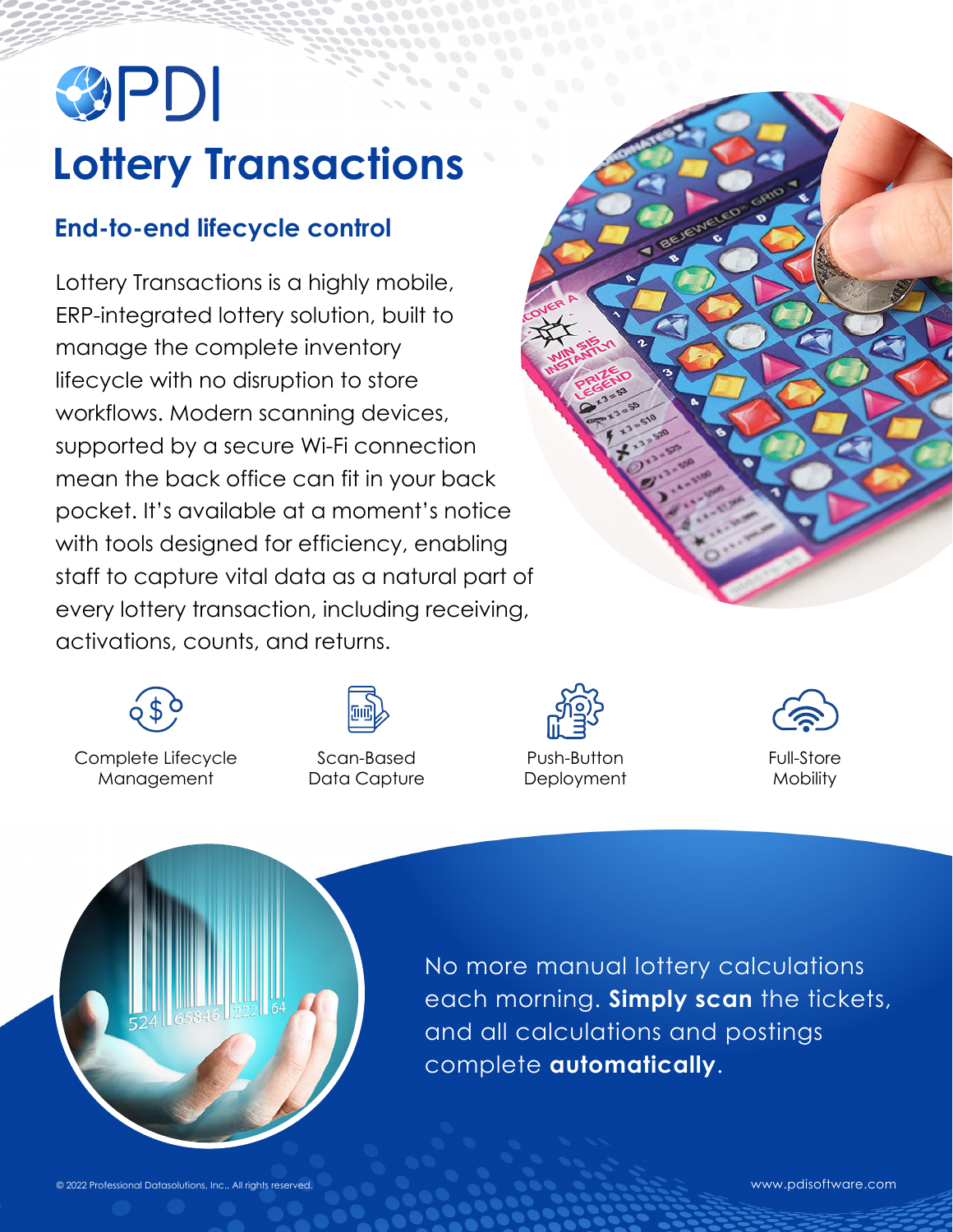PDI

# Lottery Transactions

## End-to-end lifecycle control

Lottery Transactions is a highly mobile, ERP-integrated lottery solution, built to manage the complete inventory lifecycle with no disruption to store workflows. Modern scanning devices, supported by a secure Wi-Fi connection mean the back office can fit in your back pocket. It's available at a moment's notice with tools designed for efficiency, enabling staff to capture vital data as a natural part of every lottery transaction, including receiving, activations, counts, and returns.

- Complete Lifecycle Management
- Scan-Based Data Capture
- Push-Button Deployment
- Full-Store Mobility

No more manual lottery calculations each morning. **Simply scan** the tickets, and all calculations and postings complete **automatically**.

© 2022 Professional Datasolutions, Inc., All rights reserved.

www.pdisoftware.com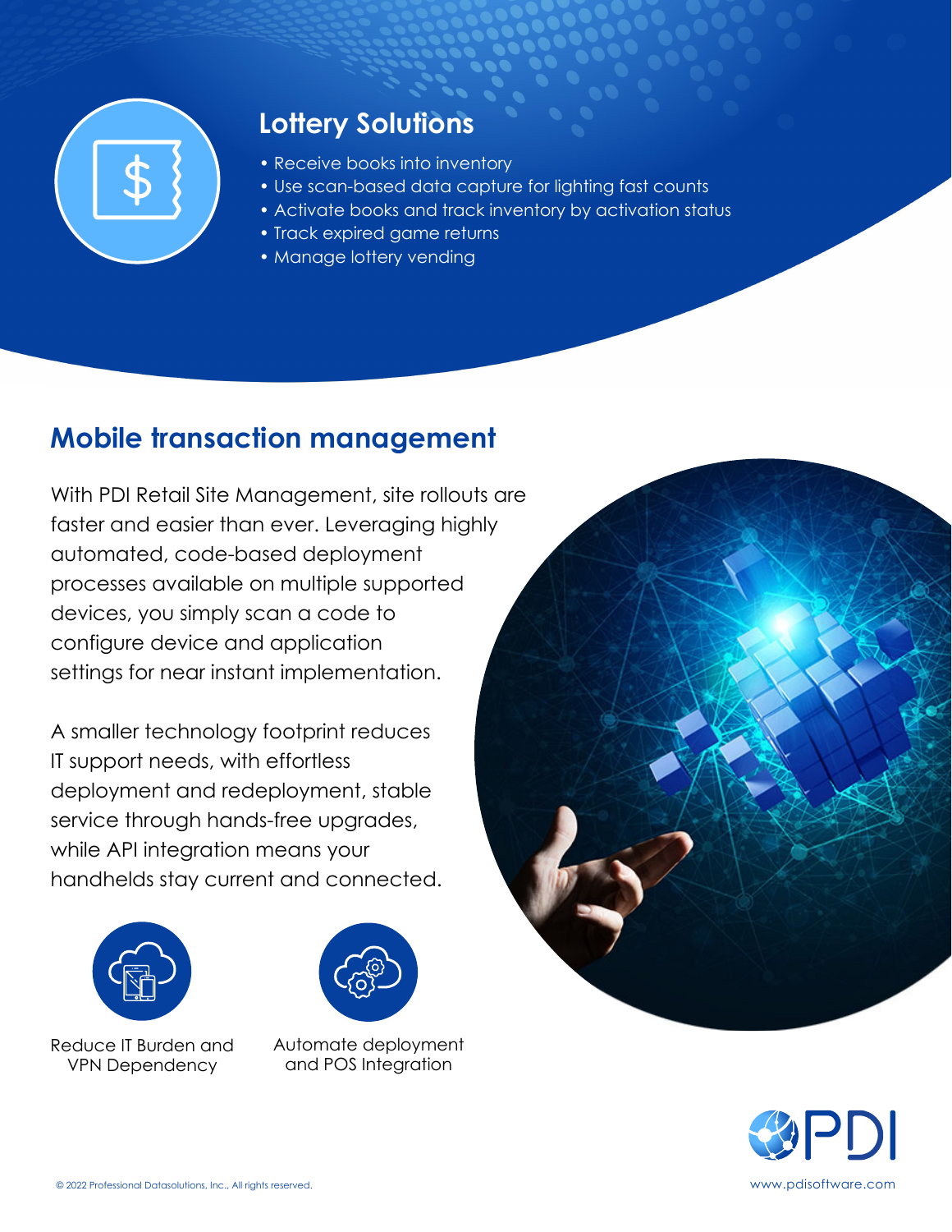## Lottery Solutions

- Receive books into inventory
- Use scan-based data capture for lighting fast counts
- Activate books and track inventory by activation status
- Track expired game returns
- Manage lottery vending

## Mobile transaction management

With PDI Retail Site Management, site rollouts are faster and easier than ever. Leveraging highly automated, code-based deployment processes available on multiple supported devices, you simply scan a code to configure device and application settings for near instant implementation.

A smaller technology footprint reduces IT support needs, with effortless deployment and redeployment, stable service through hands-free upgrades, while API integration means your handhelds stay current and connected.

Reduce IT Burden and VPN Dependency

Automate deployment and POS Integration

© 2022 Professional Datasolutions, Inc., All rights reserved.

www.pdisoftware.com